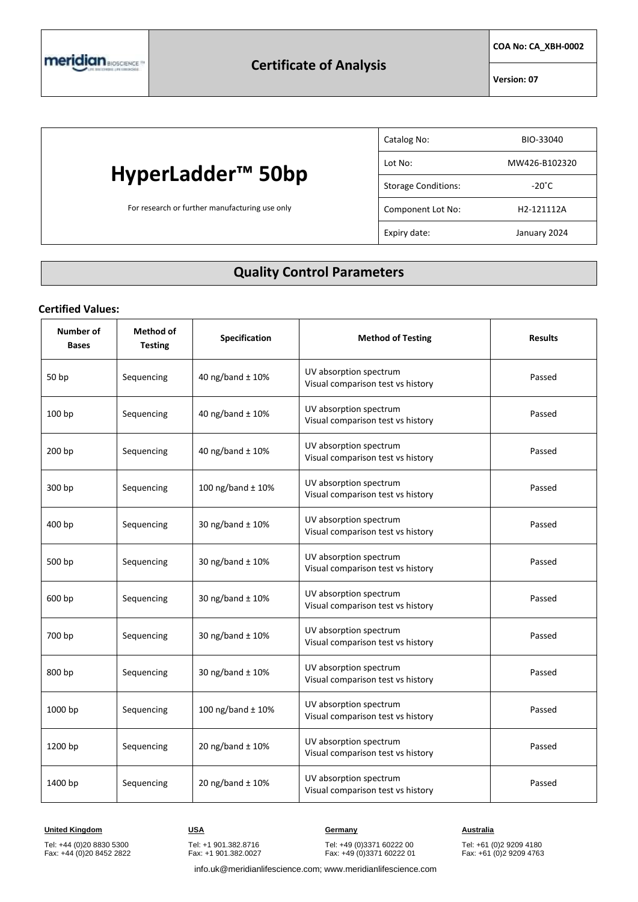meridian BIOSCIENCE

# Certificate of Analysis

**COA No: CA_XBH-0002**

**Version: 07**

# HyperLadder™ 50bp

For research or further manufacturing use only

| | |
|---|---|
| Catalog No: | BIO-33040 |
| Lot No: | MW426-B102320 |
| Storage Conditions: | -20˚C |
| Component Lot No: | H2-121112A |
| Expiry date: | January 2024 |

## Quality Control Parameters

**Certified Values:**

| Number of Bases | Method of Testing | Specification | Method of Testing | Results |
|---|---|---|---|---|
| 50 bp | Sequencing | 40 ng/band ± 10% | UV absorption spectrum<br>Visual comparison test vs history | Passed |
| 100 bp | Sequencing | 40 ng/band ± 10% | UV absorption spectrum<br>Visual comparison test vs history | Passed |
| 200 bp | Sequencing | 40 ng/band ± 10% | UV absorption spectrum<br>Visual comparison test vs history | Passed |
| 300 bp | Sequencing | 100 ng/band ± 10% | UV absorption spectrum<br>Visual comparison test vs history | Passed |
| 400 bp | Sequencing | 30 ng/band ± 10% | UV absorption spectrum<br>Visual comparison test vs history | Passed |
| 500 bp | Sequencing | 30 ng/band ± 10% | UV absorption spectrum<br>Visual comparison test vs history | Passed |
| 600 bp | Sequencing | 30 ng/band ± 10% | UV absorption spectrum<br>Visual comparison test vs history | Passed |
| 700 bp | Sequencing | 30 ng/band ± 10% | UV absorption spectrum<br>Visual comparison test vs history | Passed |
| 800 bp | Sequencing | 30 ng/band ± 10% | UV absorption spectrum<br>Visual comparison test vs history | Passed |
| 1000 bp | Sequencing | 100 ng/band ± 10% | UV absorption spectrum<br>Visual comparison test vs history | Passed |
| 1200 bp | Sequencing | 20 ng/band ± 10% | UV absorption spectrum<br>Visual comparison test vs history | Passed |
| 1400 bp | Sequencing | 20 ng/band ± 10% | UV absorption spectrum<br>Visual comparison test vs history | Passed |

**United Kingdom**
Tel: +44 (0)20 8830 5300
Fax: +44 (0)20 8452 2822

**USA**
Tel: +1 901.382.8716
Fax: +1 901.382.0027

**Germany**
Tel: +49 (0)3371 60222 00
Fax: +49 (0)3371 60222 01

**Australia**
Tel: +61 (0)2 9209 4180
Fax: +61 (0)2 9209 4763

info.uk@meridianlifescience.com; www.meridianlifescience.com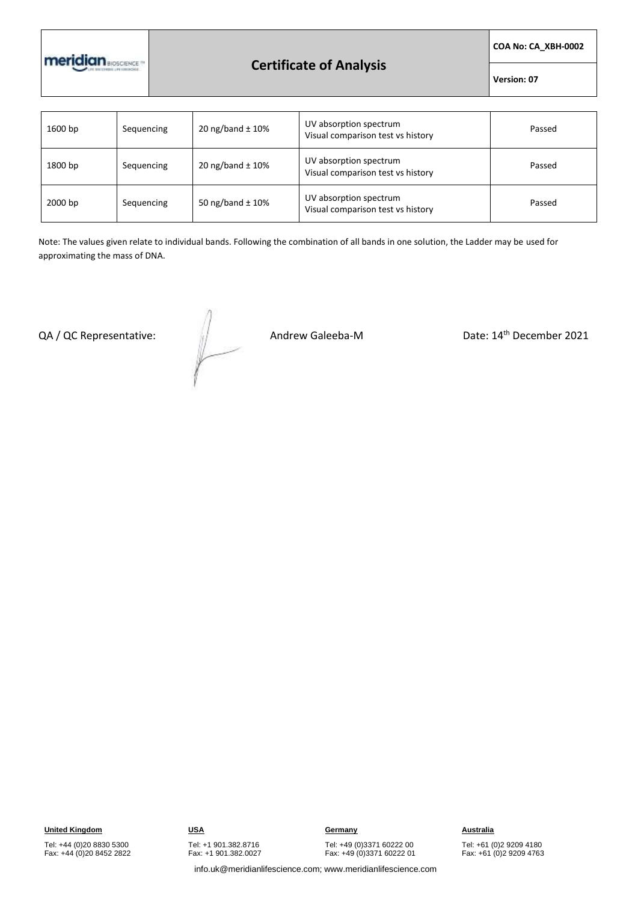| 1600 bp | Sequencing | 20 ng/band ± 10% | UV absorption spectrum<br>Visual comparison test vs history | Passed |
|---|---|---|---|---|
| 1800 bp | Sequencing | 20 ng/band ± 10% | UV absorption spectrum<br>Visual comparison test vs history | Passed |
| 2000 bp | Sequencing | 50 ng/band ± 10% | UV absorption spectrum<br>Visual comparison test vs history | Passed |

Note: The values given relate to individual bands. Following the combination of all bands in one solution, the Ladder may be used for approximating the mass of DNA.

QA / QC Representative: Andrew Galeeba-M Date: 14th December 2021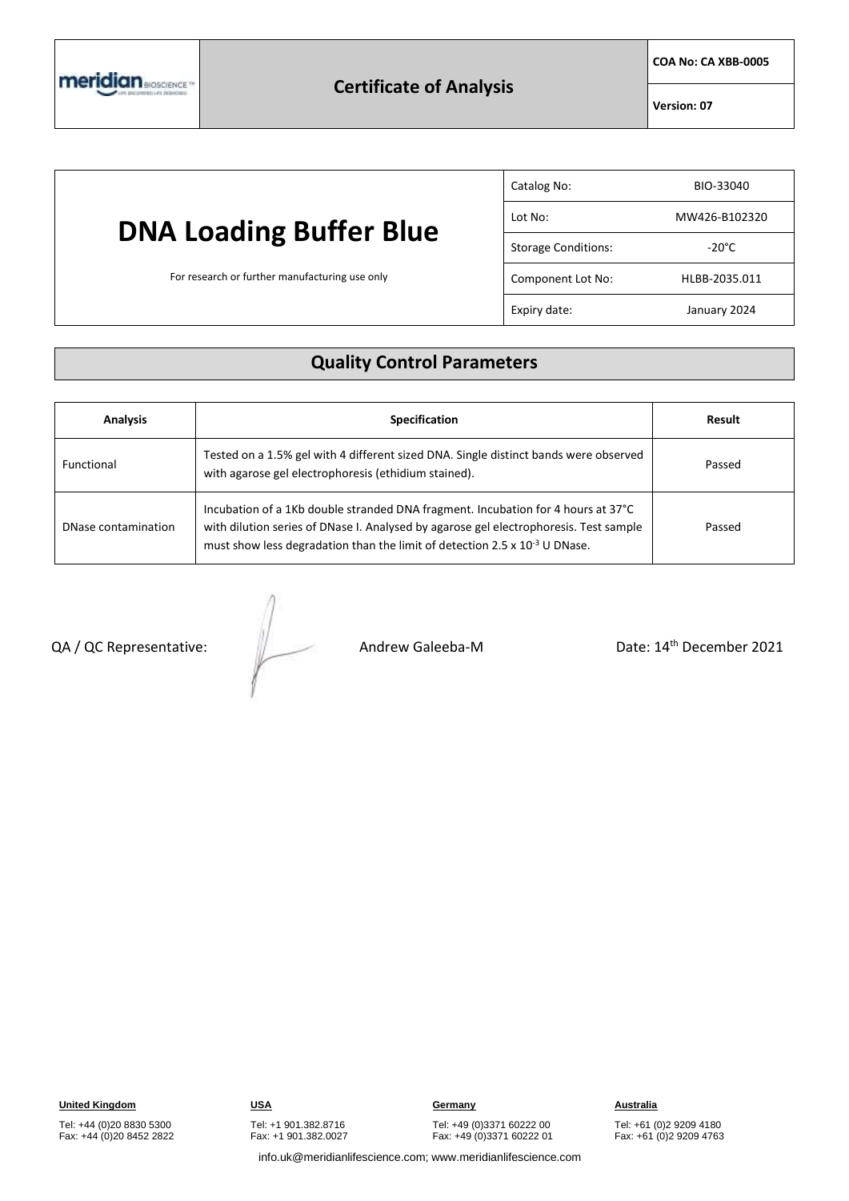meridian BIOSCIENCE

# Certificate of Analysis

**COA No: CA XBB-0005**

**Version: 07**

# DNA Loading Buffer Blue

For research or further manufacturing use only

| | |
|---|---|
| Catalog No: | BIO-33040 |
| Lot No: | MW426-B102320 |
| Storage Conditions: | -20°C |
| Component Lot No: | HLBB-2035.011 |
| Expiry date: | January 2024 |

## Quality Control Parameters

| Analysis | Specification | Result |
|---|---|---|
| Functional | Tested on a 1.5% gel with 4 different sized DNA. Single distinct bands were observed with agarose gel electrophoresis (ethidium stained). | Passed |
| DNase contamination | Incubation of a 1Kb double stranded DNA fragment. Incubation for 4 hours at 37°C with dilution series of DNase I. Analysed by agarose gel electrophoresis. Test sample must show less degradation than the limit of detection $2.5 \times 10^{-3}$ U DNase. | Passed |

QA / QC Representative: Andrew Galeeba-M Date: 14th December 2021

**United Kingdom**
Tel: +44 (0)20 8830 5300
Fax: +44 (0)20 8452 2822

**USA**
Tel: +1 901.382.8716
Fax: +1 901.382.0027

**Germany**
Tel: +49 (0)3371 60222 00
Fax: +49 (0)3371 60222 01

**Australia**
Tel: +61 (0)2 9209 4180
Fax: +61 (0)2 9209 4763

info.uk@meridianlifescience.com; www.meridianlifescience.com